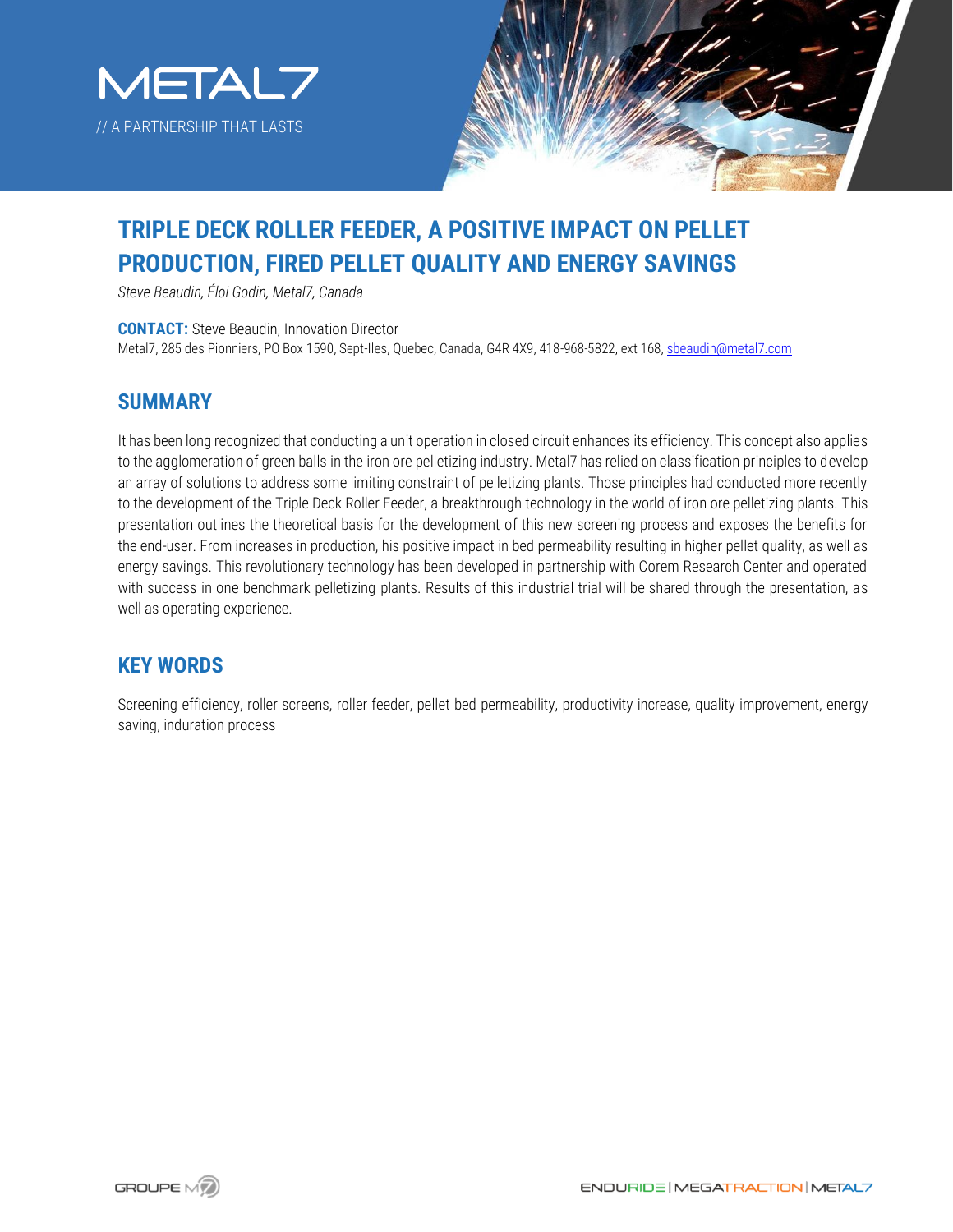# TRIPLE DECK ROLLER FEEDER, A POSITIVE IMPACT ON PELLET PRODUCTION, FIRED PELLET QUALITY AND ENERGY SAVINGS

*Steve Beaudin, Éloi Godin, Metal7, Canada*

**CONTACT:** Steve Beaudin, Innovation Director
Metal7, 285 des Pionniers, PO Box 1590, Sept-Iles, Quebec, Canada, G4R 4X9, 418-968-5822, ext 168, sbeaudin@metal7.com

## SUMMARY

It has been long recognized that conducting a unit operation in closed circuit enhances its efficiency. This concept also applies to the agglomeration of green balls in the iron ore pelletizing industry. Metal7 has relied on classification principles to develop an array of solutions to address some limiting constraint of pelletizing plants. Those principles had conducted more recently to the development of the Triple Deck Roller Feeder, a breakthrough technology in the world of iron ore pelletizing plants. This presentation outlines the theoretical basis for the development of this new screening process and exposes the benefits for the end-user. From increases in production, his positive impact in bed permeability resulting in higher pellet quality, as well as energy savings. This revolutionary technology has been developed in partnership with Corem Research Center and operated with success in one benchmark pelletizing plants. Results of this industrial trial will be shared through the presentation, as well as operating experience.

## KEY WORDS

Screening efficiency, roller screens, roller feeder, pellet bed permeability, productivity increase, quality improvement, energy saving, induration process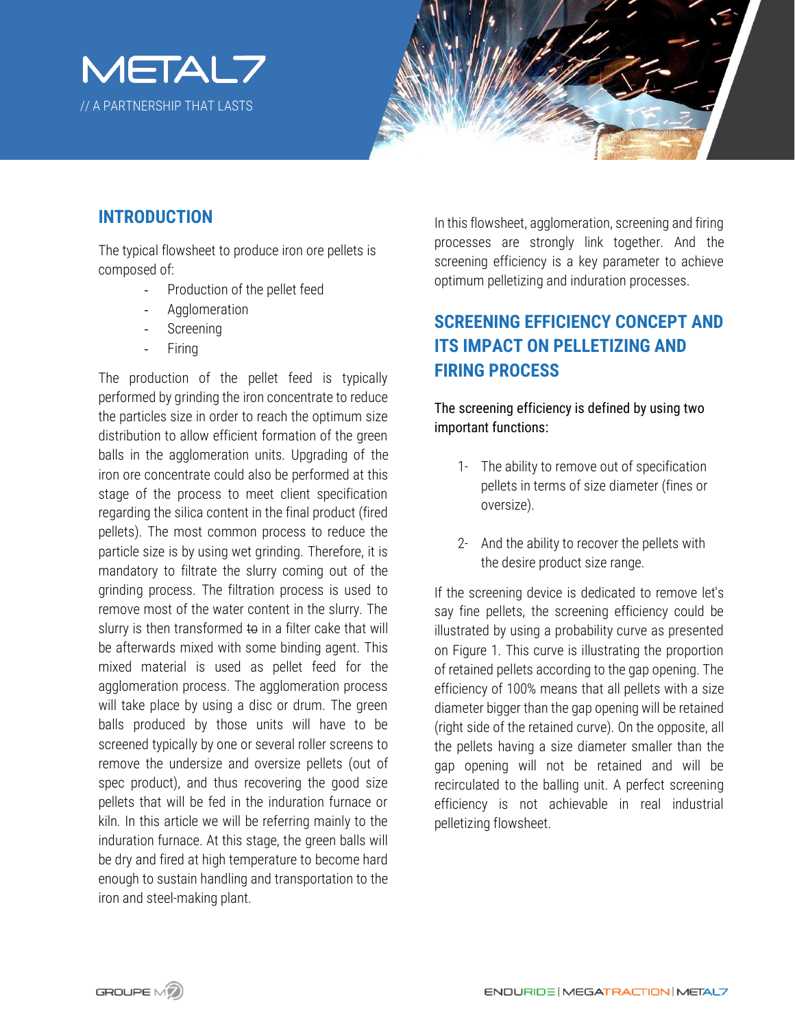## INTRODUCTION

The typical flowsheet to produce iron ore pellets is composed of:

- Production of the pellet feed
- Agglomeration
- Screening
- Firing

The production of the pellet feed is typically performed by grinding the iron concentrate to reduce the particles size in order to reach the optimum size distribution to allow efficient formation of the green balls in the agglomeration units. Upgrading of the iron ore concentrate could also be performed at this stage of the process to meet client specification regarding the silica content in the final product (fired pellets). The most common process to reduce the particle size is by using wet grinding. Therefore, it is mandatory to filtrate the slurry coming out of the grinding process. The filtration process is used to remove most of the water content in the slurry. The slurry is then transformed ~~to~~ in a filter cake that will be afterwards mixed with some binding agent. This mixed material is used as pellet feed for the agglomeration process. The agglomeration process will take place by using a disc or drum. The green balls produced by those units will have to be screened typically by one or several roller screens to remove the undersize and oversize pellets (out of spec product), and thus recovering the good size pellets that will be fed in the induration furnace or kiln. In this article we will be referring mainly to the induration furnace. At this stage, the green balls will be dry and fired at high temperature to become hard enough to sustain handling and transportation to the iron and steel-making plant.

In this flowsheet, agglomeration, screening and firing processes are strongly link together. And the screening efficiency is a key parameter to achieve optimum pelletizing and induration processes.

## SCREENING EFFICIENCY CONCEPT AND ITS IMPACT ON PELLETIZING AND FIRING PROCESS

The screening efficiency is defined by using two important functions:

1- The ability to remove out of specification pellets in terms of size diameter (fines or oversize).

2- And the ability to recover the pellets with the desire product size range.

If the screening device is dedicated to remove let's say fine pellets, the screening efficiency could be illustrated by using a probability curve as presented on Figure 1. This curve is illustrating the proportion of retained pellets according to the gap opening. The efficiency of 100% means that all pellets with a size diameter bigger than the gap opening will be retained (right side of the retained curve). On the opposite, all the pellets having a size diameter smaller than the gap opening will not be retained and will be recirculated to the balling unit. A perfect screening efficiency is not achievable in real industrial pelletizing flowsheet.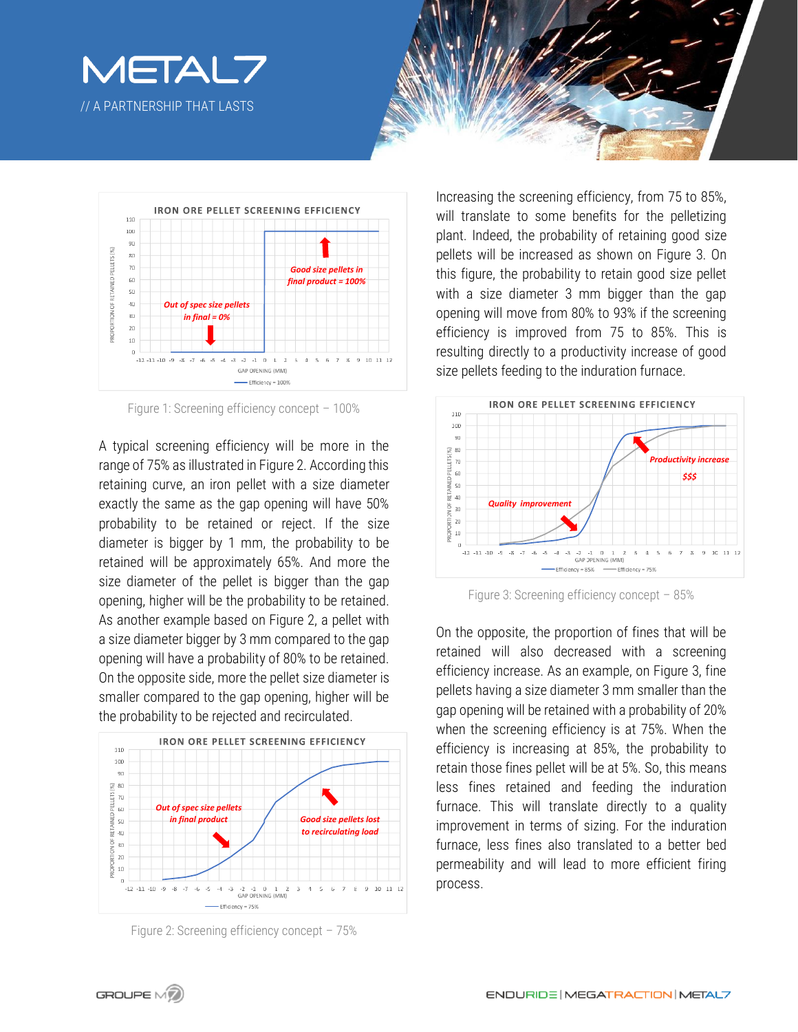Figure 1: Screening efficiency concept – 100%

A typical screening efficiency will be more in the range of 75% as illustrated in Figure 2. According this retaining curve, an iron pellet with a size diameter exactly the same as the gap opening will have 50% probability to be retained or reject. If the size diameter is bigger by 1 mm, the probability to be retained will be approximately 65%. And more the size diameter of the pellet is bigger than the gap opening, higher will be the probability to be retained. As another example based on Figure 2, a pellet with a size diameter bigger by 3 mm compared to the gap opening will have a probability of 80% to be retained. On the opposite side, more the pellet size diameter is smaller compared to the gap opening, higher will be the probability to be rejected and recirculated.

Figure 2: Screening efficiency concept – 75%

Increasing the screening efficiency, from 75 to 85%, will translate to some benefits for the pelletizing plant. Indeed, the probability of retaining good size pellets will be increased as shown on Figure 3. On this figure, the probability to retain good size pellet with a size diameter 3 mm bigger than the gap opening will move from 80% to 93% if the screening efficiency is improved from 75 to 85%. This is resulting directly to a productivity increase of good size pellets feeding to the induration furnace.

Figure 3: Screening efficiency concept – 85%

On the opposite, the proportion of fines that will be retained will also decreased with a screening efficiency increase. As an example, on Figure 3, fine pellets having a size diameter 3 mm smaller than the gap opening will be retained with a probability of 20% when the screening efficiency is at 75%. When the efficiency is increasing at 85%, the probability to retain those fines pellet will be at 5%. So, this means less fines retained and feeding the induration furnace. This will translate directly to a quality improvement in terms of sizing. For the induration furnace, less fines also translated to a better bed permeability and will lead to more efficient firing process.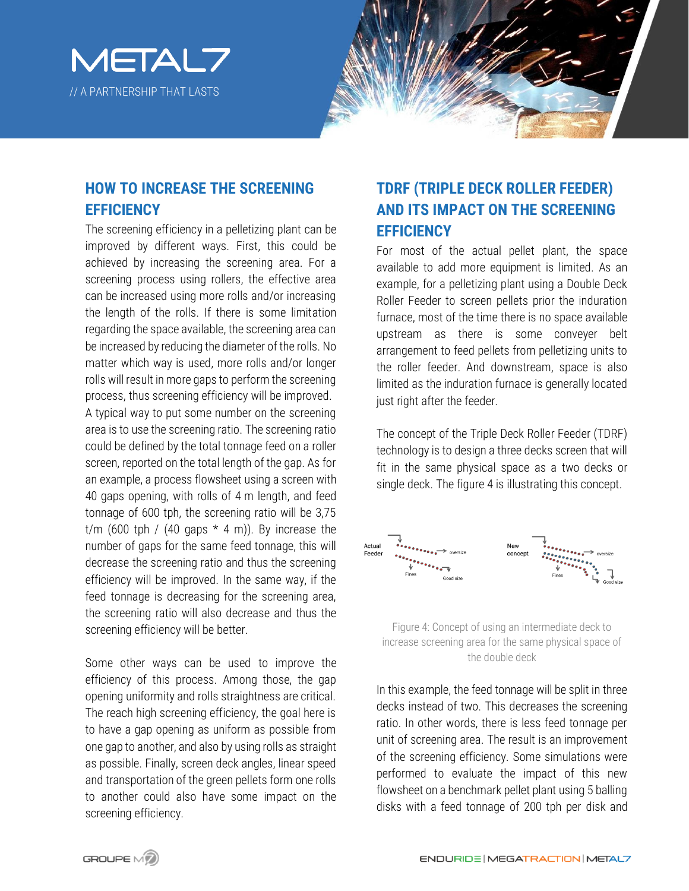## HOW TO INCREASE THE SCREENING EFFICIENCY

The screening efficiency in a pelletizing plant can be improved by different ways. First, this could be achieved by increasing the screening area. For a screening process using rollers, the effective area can be increased using more rolls and/or increasing the length of the rolls. If there is some limitation regarding the space available, the screening area can be increased by reducing the diameter of the rolls. No matter which way is used, more rolls and/or longer rolls will result in more gaps to perform the screening process, thus screening efficiency will be improved.

A typical way to put some number on the screening area is to use the screening ratio. The screening ratio could be defined by the total tonnage feed on a roller screen, reported on the total length of the gap. As for an example, a process flowsheet using a screen with 40 gaps opening, with rolls of 4 m length, and feed tonnage of 600 tph, the screening ratio will be 3,75 t/m (600 tph / (40 gaps * 4 m)). By increase the number of gaps for the same feed tonnage, this will decrease the screening ratio and thus the screening efficiency will be improved. In the same way, if the feed tonnage is decreasing for the screening area, the screening ratio will also decrease and thus the screening efficiency will be better.

Some other ways can be used to improve the efficiency of this process. Among those, the gap opening uniformity and rolls straightness are critical. The reach high screening efficiency, the goal here is to have a gap opening as uniform as possible from one gap to another, and also by using rolls as straight as possible. Finally, screen deck angles, linear speed and transportation of the green pellets form one rolls to another could also have some impact on the screening efficiency.

## TDRF (TRIPLE DECK ROLLER FEEDER) AND ITS IMPACT ON THE SCREENING EFFICIENCY

For most of the actual pellet plant, the space available to add more equipment is limited. As an example, for a pelletizing plant using a Double Deck Roller Feeder to screen pellets prior the induration furnace, most of the time there is no space available upstream as there is some conveyer belt arrangement to feed pellets from pelletizing units to the roller feeder. And downstream, space is also limited as the induration furnace is generally located just right after the feeder.

The concept of the Triple Deck Roller Feeder (TDRF) technology is to design a three decks screen that will fit in the same physical space as a two decks or single deck. The figure 4 is illustrating this concept.

Figure 4: Concept of using an intermediate deck to increase screening area for the same physical space of the double deck

In this example, the feed tonnage will be split in three decks instead of two. This decreases the screening ratio. In other words, there is less feed tonnage per unit of screening area. The result is an improvement of the screening efficiency. Some simulations were performed to evaluate the impact of this new flowsheet on a benchmark pellet plant using 5 balling disks with a feed tonnage of 200 tph per disk and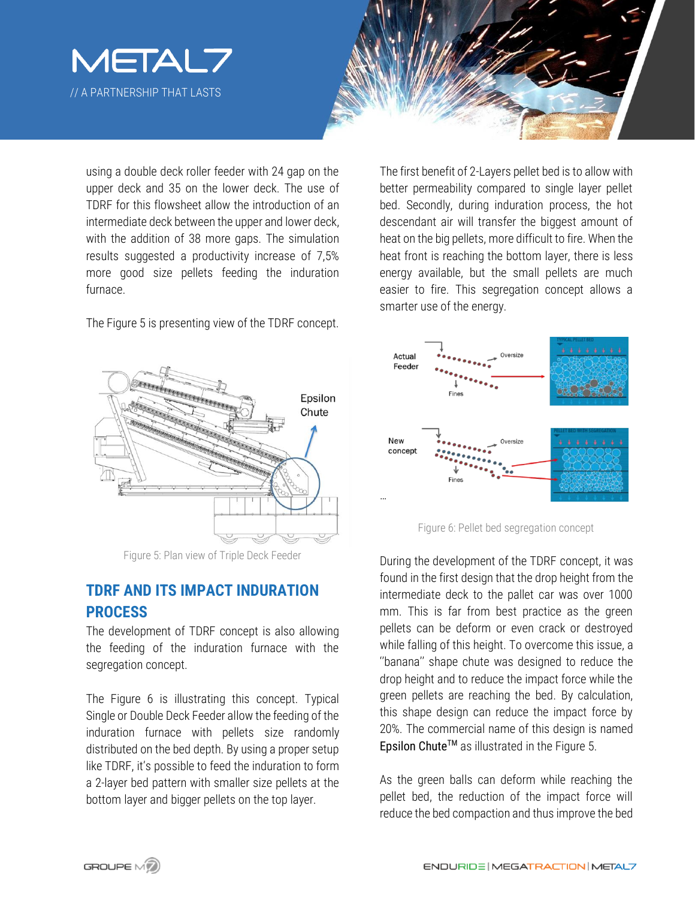using a double deck roller feeder with 24 gap on the upper deck and 35 on the lower deck. The use of TDRF for this flowsheet allow the introduction of an intermediate deck between the upper and lower deck, with the addition of 38 more gaps. The simulation results suggested a productivity increase of 7,5% more good size pellets feeding the induration furnace.

The Figure 5 is presenting view of the TDRF concept.

Figure 5: Plan view of Triple Deck Feeder

## TDRF AND ITS IMPACT INDURATION PROCESS

The development of TDRF concept is also allowing the feeding of the induration furnace with the segregation concept.

The Figure 6 is illustrating this concept. Typical Single or Double Deck Feeder allow the feeding of the induration furnace with pellets size randomly distributed on the bed depth. By using a proper setup like TDRF, it's possible to feed the induration to form a 2-layer bed pattern with smaller size pellets at the bottom layer and bigger pellets on the top layer.

The first benefit of 2-Layers pellet bed is to allow with better permeability compared to single layer pellet bed. Secondly, during induration process, the hot descendant air will transfer the biggest amount of heat on the big pellets, more difficult to fire. When the heat front is reaching the bottom layer, there is less energy available, but the small pellets are much easier to fire. This segregation concept allows a smarter use of the energy.

Figure 6: Pellet bed segregation concept

During the development of the TDRF concept, it was found in the first design that the drop height from the intermediate deck to the pallet car was over 1000 mm. This is far from best practice as the green pellets can be deform or even crack or destroyed while falling of this height. To overcome this issue, a ''banana'' shape chute was designed to reduce the drop height and to reduce the impact force while the green pellets are reaching the bed. By calculation, this shape design can reduce the impact force by 20%. The commercial name of this design is named Epsilon Chute$^{TM}$ as illustrated in the Figure 5.

As the green balls can deform while reaching the pellet bed, the reduction of the impact force will reduce the bed compaction and thus improve the bed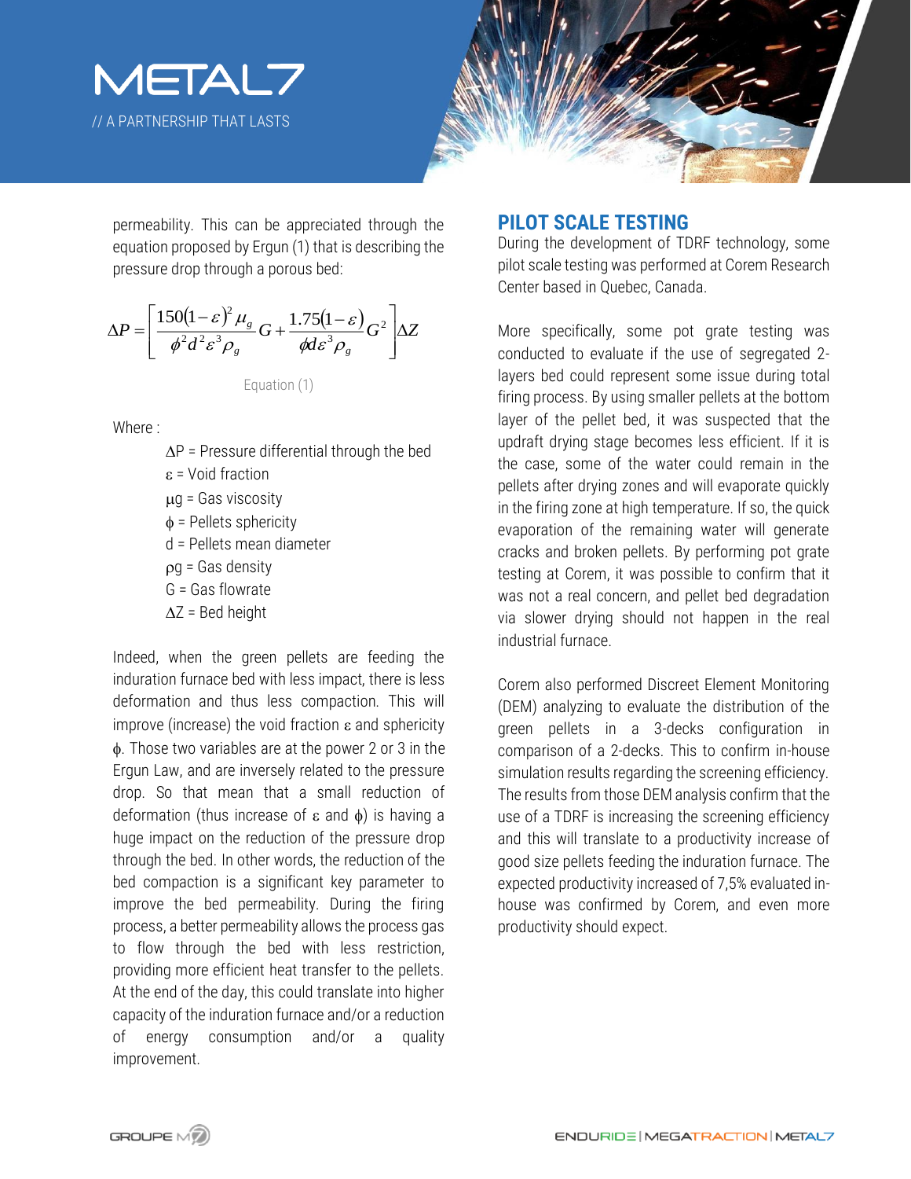permeability. This can be appreciated through the equation proposed by Ergun (1) that is describing the pressure drop through a porous bed:

$$\Delta P = \left[ \frac{150(1-\varepsilon)^2 \mu_g}{\phi^2 d^2 \varepsilon^3 \rho_g} G + \frac{1.75(1-\varepsilon)}{\phi d \varepsilon^3 \rho_g} G^2 \right] \Delta Z$$

Equation (1)

Where :

- $\Delta P$ = Pressure differential through the bed
- $\varepsilon$ = Void fraction
- $\mu g$ = Gas viscosity
- $\phi$ = Pellets sphericity
- d = Pellets mean diameter
- $\rho g$ = Gas density
- G = Gas flowrate
- $\Delta Z$ = Bed height

Indeed, when the green pellets are feeding the induration furnace bed with less impact, there is less deformation and thus less compaction. This will improve (increase) the void fraction $\varepsilon$ and sphericity $\phi$. Those two variables are at the power 2 or 3 in the Ergun Law, and are inversely related to the pressure drop. So that mean that a small reduction of deformation (thus increase of $\varepsilon$ and $\phi$) is having a huge impact on the reduction of the pressure drop through the bed. In other words, the reduction of the bed compaction is a significant key parameter to improve the bed permeability. During the firing process, a better permeability allows the process gas to flow through the bed with less restriction, providing more efficient heat transfer to the pellets. At the end of the day, this could translate into higher capacity of the induration furnace and/or a reduction of energy consumption and/or a quality improvement.

## PILOT SCALE TESTING

During the development of TDRF technology, some pilot scale testing was performed at Corem Research Center based in Quebec, Canada.

More specifically, some pot grate testing was conducted to evaluate if the use of segregated 2-layers bed could represent some issue during total firing process. By using smaller pellets at the bottom layer of the pellet bed, it was suspected that the updraft drying stage becomes less efficient. If it is the case, some of the water could remain in the pellets after drying zones and will evaporate quickly in the firing zone at high temperature. If so, the quick evaporation of the remaining water will generate cracks and broken pellets. By performing pot grate testing at Corem, it was possible to confirm that it was not a real concern, and pellet bed degradation via slower drying should not happen in the real industrial furnace.

Corem also performed Discreet Element Monitoring (DEM) analyzing to evaluate the distribution of the green pellets in a 3-decks configuration in comparison of a 2-decks. This to confirm in-house simulation results regarding the screening efficiency. The results from those DEM analysis confirm that the use of a TDRF is increasing the screening efficiency and this will translate to a productivity increase of good size pellets feeding the induration furnace. The expected productivity increased of 7,5% evaluated in-house was confirmed by Corem, and even more productivity should expect.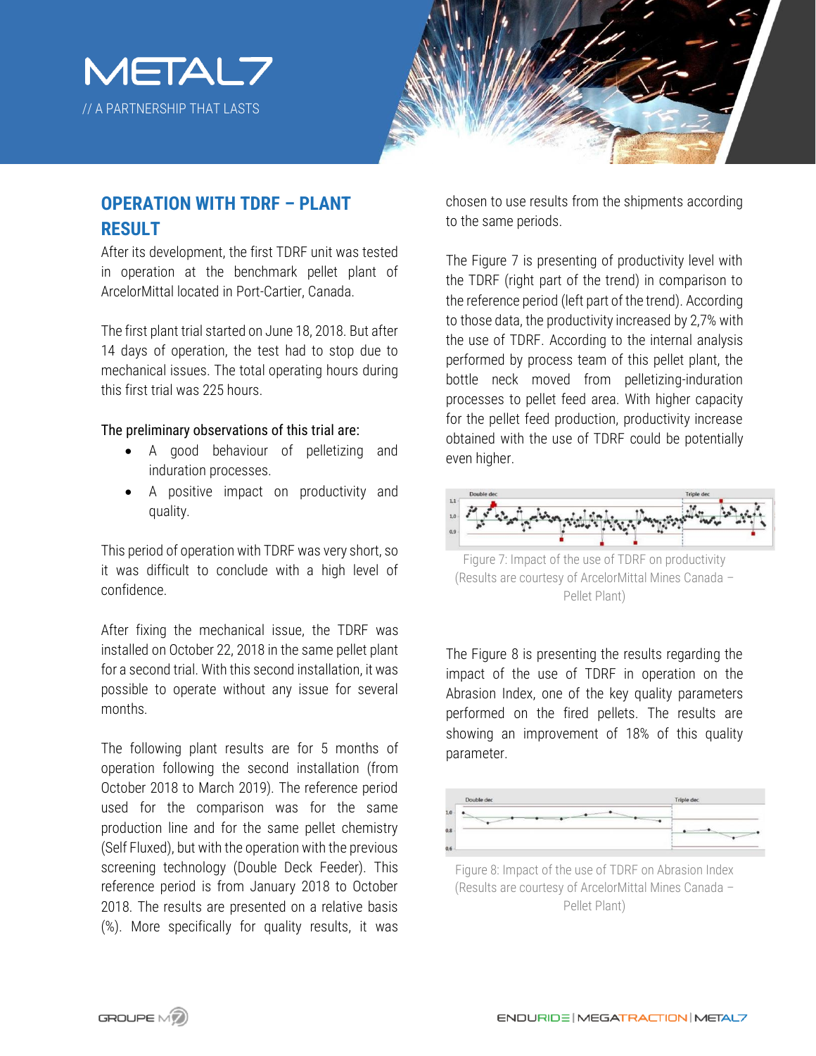## OPERATION WITH TDRF – PLANT RESULT

After its development, the first TDRF unit was tested in operation at the benchmark pellet plant of ArcelorMittal located in Port-Cartier, Canada.

The first plant trial started on June 18, 2018. But after 14 days of operation, the test had to stop due to mechanical issues. The total operating hours during this first trial was 225 hours.

The preliminary observations of this trial are:

- A good behaviour of pelletizing and induration processes.
- A positive impact on productivity and quality.

This period of operation with TDRF was very short, so it was difficult to conclude with a high level of confidence.

After fixing the mechanical issue, the TDRF was installed on October 22, 2018 in the same pellet plant for a second trial. With this second installation, it was possible to operate without any issue for several months.

The following plant results are for 5 months of operation following the second installation (from October 2018 to March 2019). The reference period used for the comparison was for the same production line and for the same pellet chemistry (Self Fluxed), but with the operation with the previous screening technology (Double Deck Feeder). This reference period is from January 2018 to October 2018. The results are presented on a relative basis (%). More specifically for quality results, it was chosen to use results from the shipments according to the same periods.

The Figure 7 is presenting of productivity level with the TDRF (right part of the trend) in comparison to the reference period (left part of the trend). According to those data, the productivity increased by 2,7% with the use of TDRF. According to the internal analysis performed by process team of this pellet plant, the bottle neck moved from pelletizing-induration processes to pellet feed area. With higher capacity for the pellet feed production, productivity increase obtained with the use of TDRF could be potentially even higher.

Figure 7: Impact of the use of TDRF on productivity (Results are courtesy of ArcelorMittal Mines Canada – Pellet Plant)

The Figure 8 is presenting the results regarding the impact of the use of TDRF in operation on the Abrasion Index, one of the key quality parameters performed on the fired pellets. The results are showing an improvement of 18% of this quality parameter.

Figure 8: Impact of the use of TDRF on Abrasion Index (Results are courtesy of ArcelorMittal Mines Canada – Pellet Plant)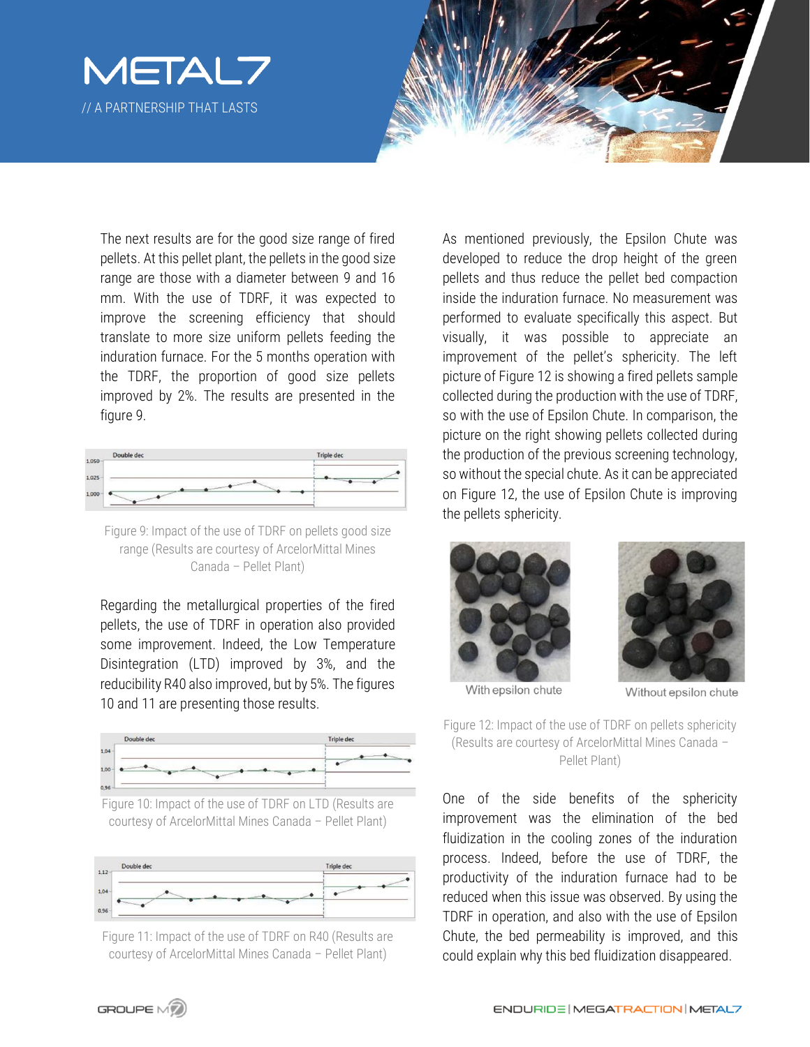The next results are for the good size range of fired pellets. At this pellet plant, the pellets in the good size range are those with a diameter between 9 and 16 mm. With the use of TDRF, it was expected to improve the screening efficiency that should translate to more size uniform pellets feeding the induration furnace. For the 5 months operation with the TDRF, the proportion of good size pellets improved by 2%. The results are presented in the figure 9.

Figure 9: Impact of the use of TDRF on pellets good size range (Results are courtesy of ArcelorMittal Mines Canada – Pellet Plant)

Regarding the metallurgical properties of the fired pellets, the use of TDRF in operation also provided some improvement. Indeed, the Low Temperature Disintegration (LTD) improved by 3%, and the reducibility R40 also improved, but by 5%. The figures 10 and 11 are presenting those results.

Figure 10: Impact of the use of TDRF on LTD (Results are courtesy of ArcelorMittal Mines Canada – Pellet Plant)

Figure 11: Impact of the use of TDRF on R40 (Results are courtesy of ArcelorMittal Mines Canada – Pellet Plant)

As mentioned previously, the Epsilon Chute was developed to reduce the drop height of the green pellets and thus reduce the pellet bed compaction inside the induration furnace. No measurement was performed to evaluate specifically this aspect. But visually, it was possible to appreciate an improvement of the pellet's sphericity. The left picture of Figure 12 is showing a fired pellets sample collected during the production with the use of TDRF, so with the use of Epsilon Chute. In comparison, the picture on the right showing pellets collected during the production of the previous screening technology, so without the special chute. As it can be appreciated on Figure 12, the use of Epsilon Chute is improving the pellets sphericity.

With epsilon chute

Without epsilon chute

Figure 12: Impact of the use of TDRF on pellets sphericity (Results are courtesy of ArcelorMittal Mines Canada – Pellet Plant)

One of the side benefits of the sphericity improvement was the elimination of the bed fluidization in the cooling zones of the induration process. Indeed, before the use of TDRF, the productivity of the induration furnace had to be reduced when this issue was observed. By using the TDRF in operation, and also with the use of Epsilon Chute, the bed permeability is improved, and this could explain why this bed fluidization disappeared.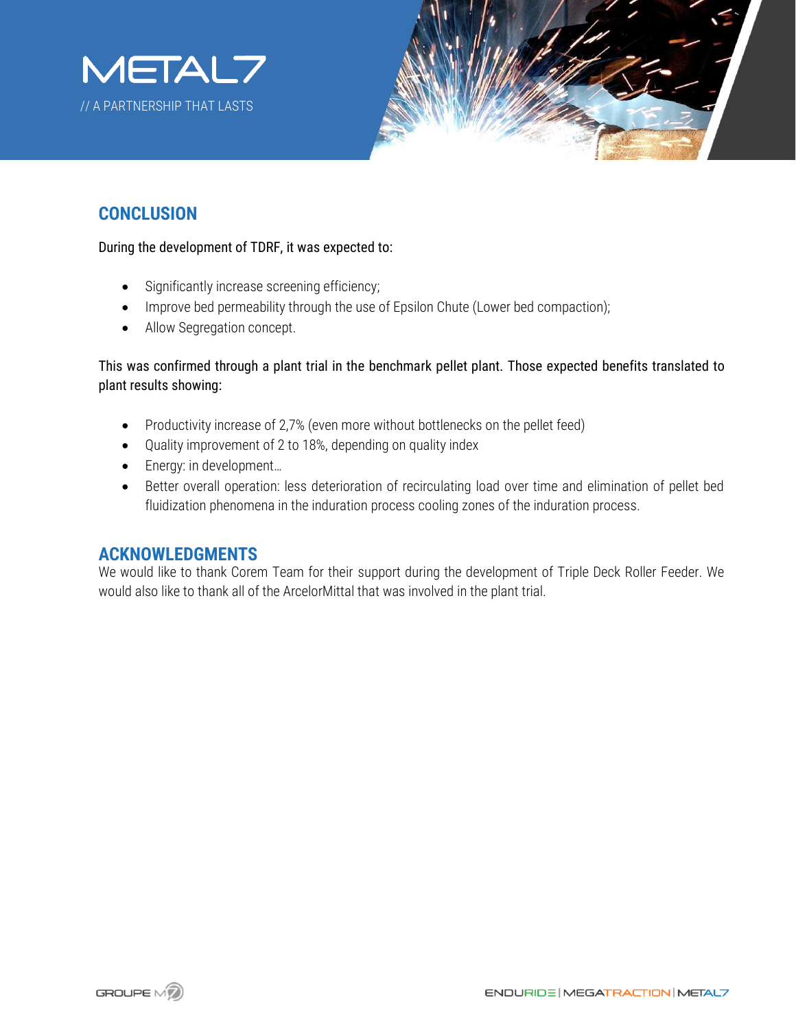## CONCLUSION

During the development of TDRF, it was expected to:

- Significantly increase screening efficiency;
- Improve bed permeability through the use of Epsilon Chute (Lower bed compaction);
- Allow Segregation concept.

This was confirmed through a plant trial in the benchmark pellet plant. Those expected benefits translated to plant results showing:

- Productivity increase of 2,7% (even more without bottlenecks on the pellet feed)
- Quality improvement of 2 to 18%, depending on quality index
- Energy: in development…
- Better overall operation: less deterioration of recirculating load over time and elimination of pellet bed fluidization phenomena in the induration process cooling zones of the induration process.

## ACKNOWLEDGMENTS

We would like to thank Corem Team for their support during the development of Triple Deck Roller Feeder. We would also like to thank all of the ArcelorMittal that was involved in the plant trial.